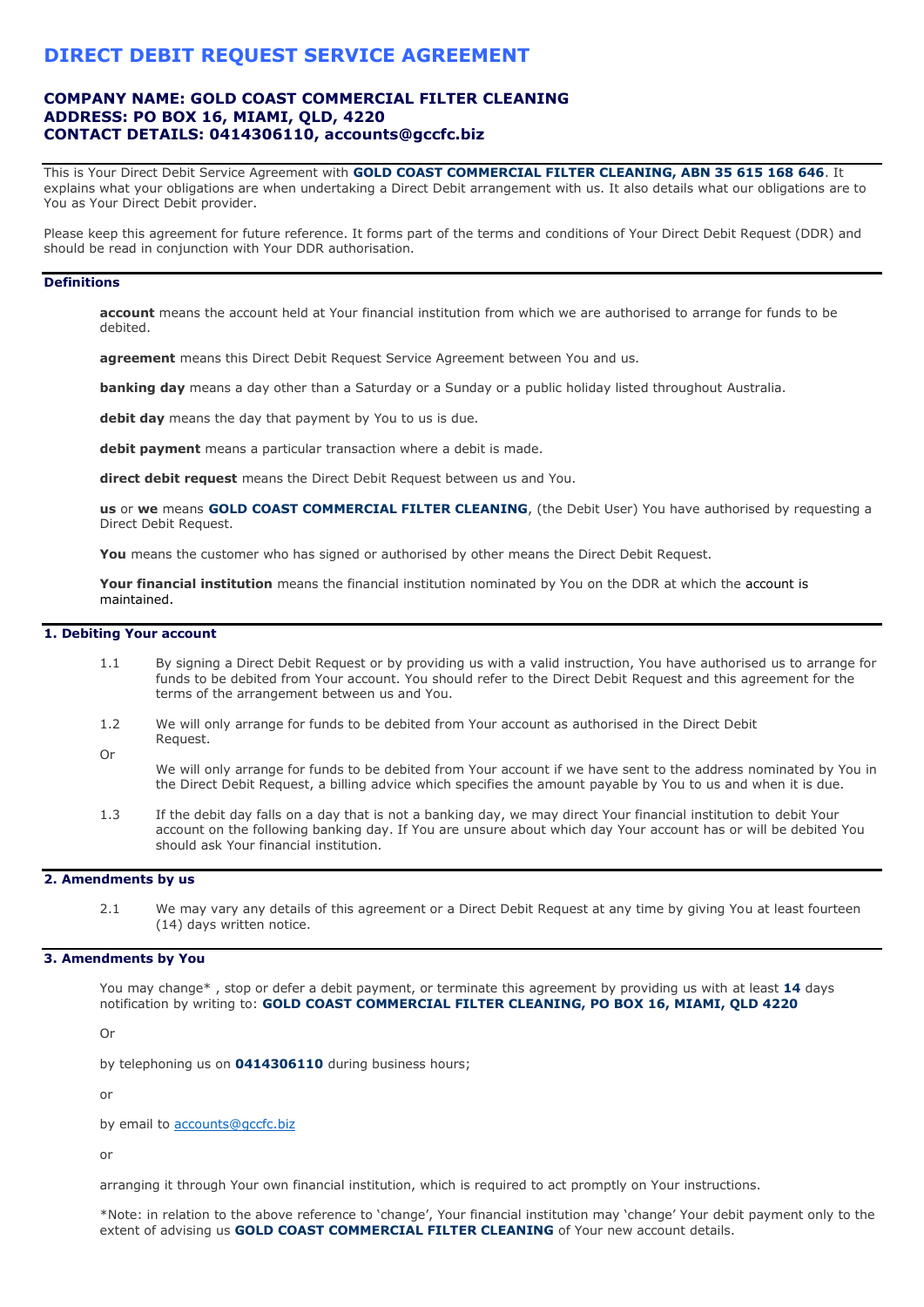# DIRECT DEBIT REQUEST SERVICE AGREEMENT

## COMPANY NAME: GOLD COAST COMMERCIAL FILTER CLEANING
## ADDRESS: PO BOX 16, MIAMI, QLD, 4220
## CONTACT DETAILS: 0414306110, accounts@gccfc.biz

This is Your Direct Debit Service Agreement with **GOLD COAST COMMERCIAL FILTER CLEANING, ABN 35 615 168 646**. It explains what your obligations are when undertaking a Direct Debit arrangement with us. It also details what our obligations are to You as Your Direct Debit provider.

Please keep this agreement for future reference. It forms part of the terms and conditions of Your Direct Debit Request (DDR) and should be read in conjunction with Your DDR authorisation.

### Definitions

**account** means the account held at Your financial institution from which we are authorised to arrange for funds to be debited.

**agreement** means this Direct Debit Request Service Agreement between You and us.

**banking day** means a day other than a Saturday or a Sunday or a public holiday listed throughout Australia.

**debit day** means the day that payment by You to us is due.

**debit payment** means a particular transaction where a debit is made.

**direct debit request** means the Direct Debit Request between us and You.

**us** or **we** means **GOLD COAST COMMERCIAL FILTER CLEANING**, (the Debit User) You have authorised by requesting a Direct Debit Request.

**You** means the customer who has signed or authorised by other means the Direct Debit Request.

**Your financial institution** means the financial institution nominated by You on the DDR at which the account is maintained.

### 1. Debiting Your account

1.1 By signing a Direct Debit Request or by providing us with a valid instruction, You have authorised us to arrange for funds to be debited from Your account. You should refer to the Direct Debit Request and this agreement for the terms of the arrangement between us and You.

1.2 We will only arrange for funds to be debited from Your account as authorised in the Direct Debit Request.

Or

We will only arrange for funds to be debited from Your account if we have sent to the address nominated by You in the Direct Debit Request, a billing advice which specifies the amount payable by You to us and when it is due.

1.3 If the debit day falls on a day that is not a banking day, we may direct Your financial institution to debit Your account on the following banking day. If You are unsure about which day Your account has or will be debited You should ask Your financial institution.

### 2. Amendments by us

2.1 We may vary any details of this agreement or a Direct Debit Request at any time by giving You at least fourteen (14) days written notice.

### 3. Amendments by You

You may change* , stop or defer a debit payment, or terminate this agreement by providing us with at least **14** days notification by writing to: **GOLD COAST COMMERCIAL FILTER CLEANING, PO BOX 16, MIAMI, QLD 4220**

Or

by telephoning us on **0414306110** during business hours;

or

by email to accounts@gccfc.biz

or

arranging it through Your own financial institution, which is required to act promptly on Your instructions.

*Note: in relation to the above reference to 'change', Your financial institution may 'change' Your debit payment only to the extent of advising us **GOLD COAST COMMERCIAL FILTER CLEANING** of Your new account details.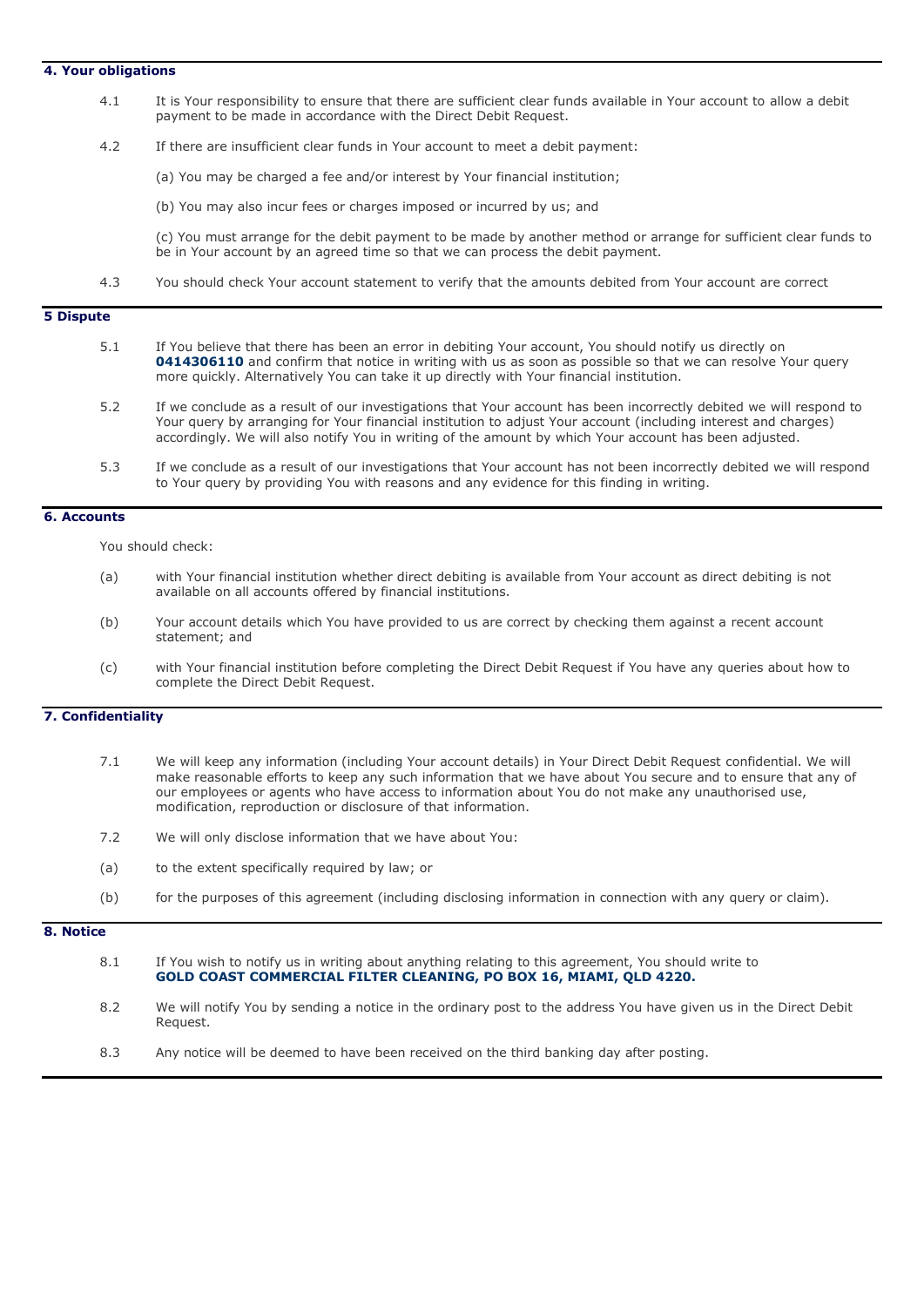## 4. Your obligations

4.1 It is Your responsibility to ensure that there are sufficient clear funds available in Your account to allow a debit payment to be made in accordance with the Direct Debit Request.

4.2 If there are insufficient clear funds in Your account to meet a debit payment:

(a) You may be charged a fee and/or interest by Your financial institution;

(b) You may also incur fees or charges imposed or incurred by us; and

(c) You must arrange for the debit payment to be made by another method or arrange for sufficient clear funds to be in Your account by an agreed time so that we can process the debit payment.

4.3 You should check Your account statement to verify that the amounts debited from Your account are correct

## 5 Dispute

5.1 If You believe that there has been an error in debiting Your account, You should notify us directly on **0414306110** and confirm that notice in writing with us as soon as possible so that we can resolve Your query more quickly. Alternatively You can take it up directly with Your financial institution.

5.2 If we conclude as a result of our investigations that Your account has been incorrectly debited we will respond to Your query by arranging for Your financial institution to adjust Your account (including interest and charges) accordingly. We will also notify You in writing of the amount by which Your account has been adjusted.

5.3 If we conclude as a result of our investigations that Your account has not been incorrectly debited we will respond to Your query by providing You with reasons and any evidence for this finding in writing.

## 6. Accounts

You should check:

(a) with Your financial institution whether direct debiting is available from Your account as direct debiting is not available on all accounts offered by financial institutions.

(b) Your account details which You have provided to us are correct by checking them against a recent account statement; and

(c) with Your financial institution before completing the Direct Debit Request if You have any queries about how to complete the Direct Debit Request.

## 7. Confidentiality

7.1 We will keep any information (including Your account details) in Your Direct Debit Request confidential. We will make reasonable efforts to keep any such information that we have about You secure and to ensure that any of our employees or agents who have access to information about You do not make any unauthorised use, modification, reproduction or disclosure of that information.

7.2 We will only disclose information that we have about You:

(a) to the extent specifically required by law; or

(b) for the purposes of this agreement (including disclosing information in connection with any query or claim).

## 8. Notice

8.1 If You wish to notify us in writing about anything relating to this agreement, You should write to **GOLD COAST COMMERCIAL FILTER CLEANING, PO BOX 16, MIAMI, QLD 4220.**

8.2 We will notify You by sending a notice in the ordinary post to the address You have given us in the Direct Debit Request.

8.3 Any notice will be deemed to have been received on the third banking day after posting.